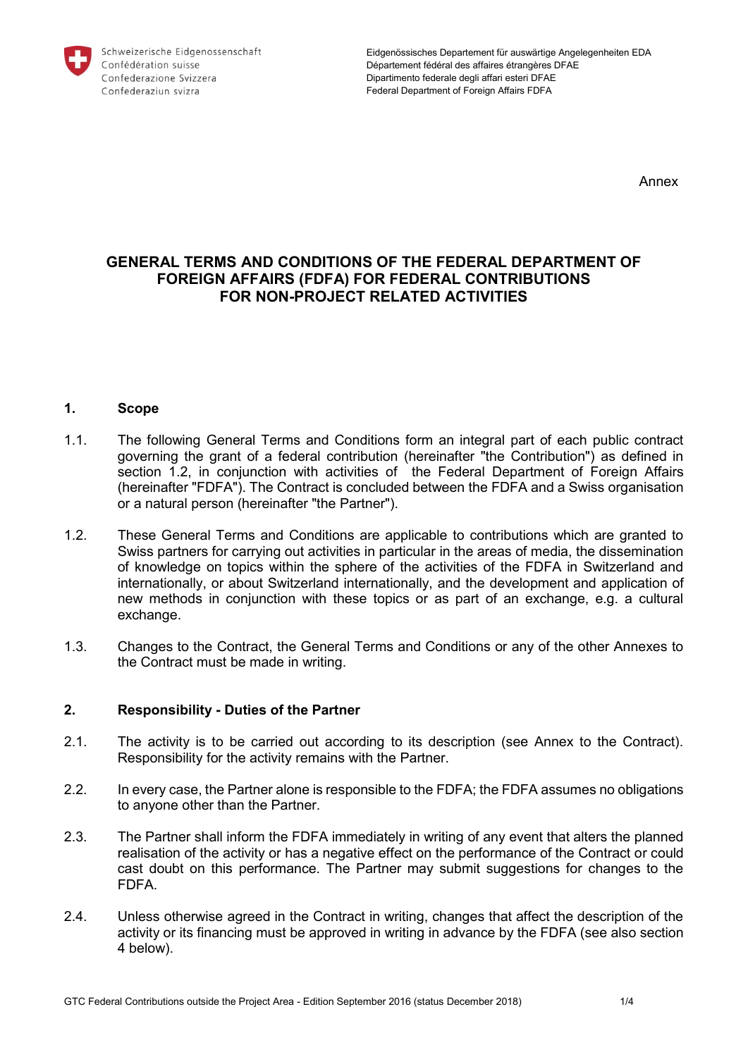Schweizerische Eidgenossenschaft
Confédération suisse
Confederazione Svizzera
Confederaziun svizra

Eidgenössisches Departement für auswärtige Angelegenheiten EDA
Département fédéral des affaires étrangères DFAE
Dipartimento federale degli affari esteri DFAE
Federal Department of Foreign Affairs FDFA

Annex

# GENERAL TERMS AND CONDITIONS OF THE FEDERAL DEPARTMENT OF FOREIGN AFFAIRS (FDFA) FOR FEDERAL CONTRIBUTIONS FOR NON-PROJECT RELATED ACTIVITIES

## 1. Scope

1.1. The following General Terms and Conditions form an integral part of each public contract governing the grant of a federal contribution (hereinafter "the Contribution") as defined in section 1.2, in conjunction with activities of the Federal Department of Foreign Affairs (hereinafter "FDFA"). The Contract is concluded between the FDFA and a Swiss organisation or a natural person (hereinafter "the Partner").

1.2. These General Terms and Conditions are applicable to contributions which are granted to Swiss partners for carrying out activities in particular in the areas of media, the dissemination of knowledge on topics within the sphere of the activities of the FDFA in Switzerland and internationally, or about Switzerland internationally, and the development and application of new methods in conjunction with these topics or as part of an exchange, e.g. a cultural exchange.

1.3. Changes to the Contract, the General Terms and Conditions or any of the other Annexes to the Contract must be made in writing.

## 2. Responsibility - Duties of the Partner

2.1. The activity is to be carried out according to its description (see Annex to the Contract). Responsibility for the activity remains with the Partner.

2.2. In every case, the Partner alone is responsible to the FDFA; the FDFA assumes no obligations to anyone other than the Partner.

2.3. The Partner shall inform the FDFA immediately in writing of any event that alters the planned realisation of the activity or has a negative effect on the performance of the Contract or could cast doubt on this performance. The Partner may submit suggestions for changes to the FDFA.

2.4. Unless otherwise agreed in the Contract in writing, changes that affect the description of the activity or its financing must be approved in writing in advance by the FDFA (see also section 4 below).

GTC Federal Contributions outside the Project Area - Edition September 2016 (status December 2018)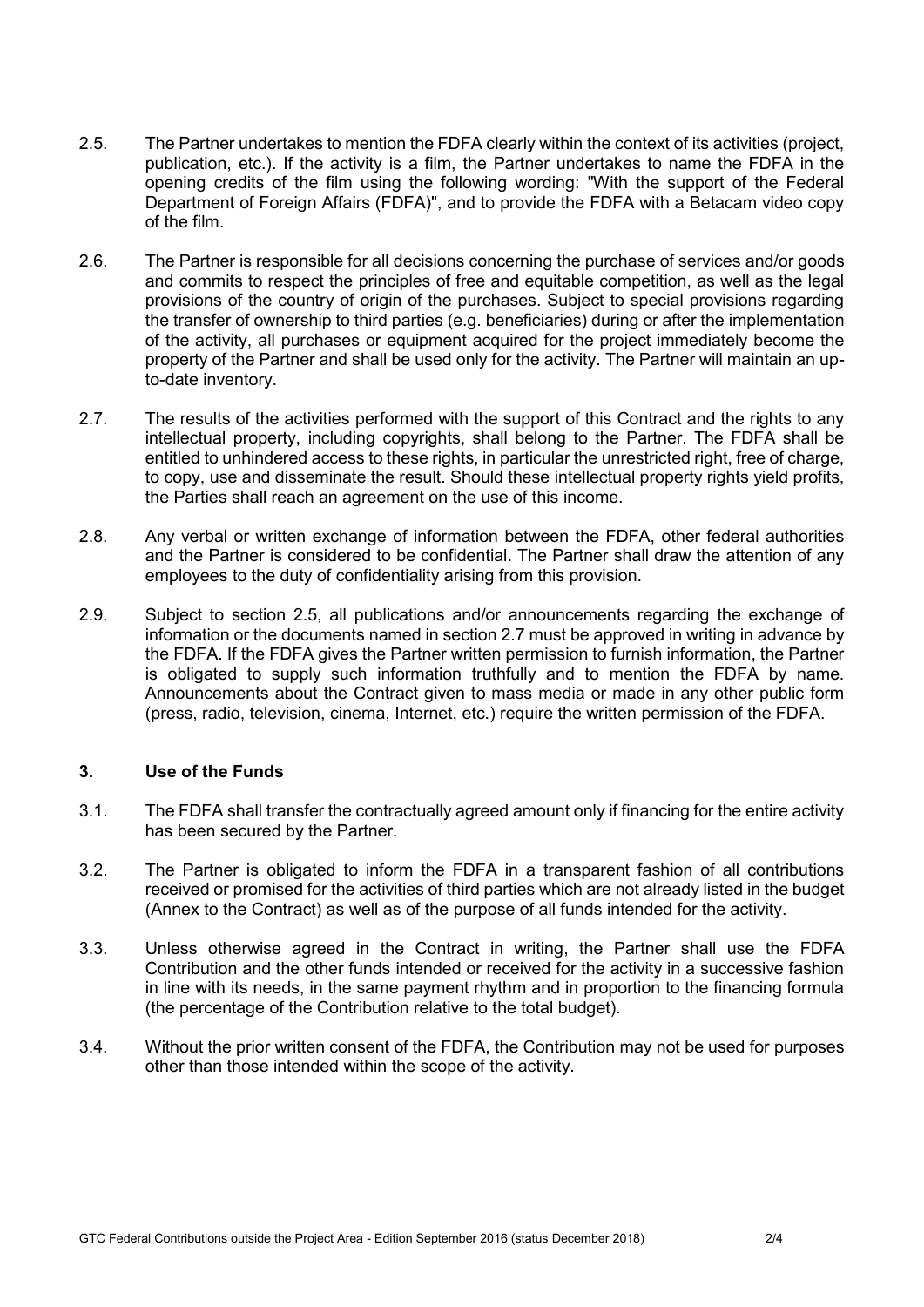2.5. The Partner undertakes to mention the FDFA clearly within the context of its activities (project, publication, etc.). If the activity is a film, the Partner undertakes to name the FDFA in the opening credits of the film using the following wording: "With the support of the Federal Department of Foreign Affairs (FDFA)", and to provide the FDFA with a Betacam video copy of the film.

2.6. The Partner is responsible for all decisions concerning the purchase of services and/or goods and commits to respect the principles of free and equitable competition, as well as the legal provisions of the country of origin of the purchases. Subject to special provisions regarding the transfer of ownership to third parties (e.g. beneficiaries) during or after the implementation of the activity, all purchases or equipment acquired for the project immediately become the property of the Partner and shall be used only for the activity. The Partner will maintain an up-to-date inventory.

2.7. The results of the activities performed with the support of this Contract and the rights to any intellectual property, including copyrights, shall belong to the Partner. The FDFA shall be entitled to unhindered access to these rights, in particular the unrestricted right, free of charge, to copy, use and disseminate the result. Should these intellectual property rights yield profits, the Parties shall reach an agreement on the use of this income.

2.8. Any verbal or written exchange of information between the FDFA, other federal authorities and the Partner is considered to be confidential. The Partner shall draw the attention of any employees to the duty of confidentiality arising from this provision.

2.9. Subject to section 2.5, all publications and/or announcements regarding the exchange of information or the documents named in section 2.7 must be approved in writing in advance by the FDFA. If the FDFA gives the Partner written permission to furnish information, the Partner is obligated to supply such information truthfully and to mention the FDFA by name. Announcements about the Contract given to mass media or made in any other public form (press, radio, television, cinema, Internet, etc.) require the written permission of the FDFA.

## 3. Use of the Funds

3.1. The FDFA shall transfer the contractually agreed amount only if financing for the entire activity has been secured by the Partner.

3.2. The Partner is obligated to inform the FDFA in a transparent fashion of all contributions received or promised for the activities of third parties which are not already listed in the budget (Annex to the Contract) as well as of the purpose of all funds intended for the activity.

3.3. Unless otherwise agreed in the Contract in writing, the Partner shall use the FDFA Contribution and the other funds intended or received for the activity in a successive fashion in line with its needs, in the same payment rhythm and in proportion to the financing formula (the percentage of the Contribution relative to the total budget).

3.4. Without the prior written consent of the FDFA, the Contribution may not be used for purposes other than those intended within the scope of the activity.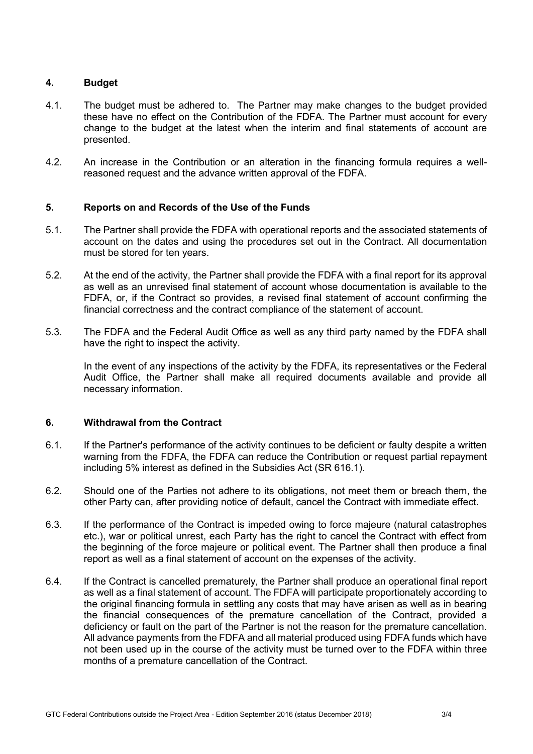## 4. Budget

4.1. The budget must be adhered to. The Partner may make changes to the budget provided these have no effect on the Contribution of the FDFA. The Partner must account for every change to the budget at the latest when the interim and final statements of account are presented.

4.2. An increase in the Contribution or an alteration in the financing formula requires a well-reasoned request and the advance written approval of the FDFA.

## 5. Reports on and Records of the Use of the Funds

5.1. The Partner shall provide the FDFA with operational reports and the associated statements of account on the dates and using the procedures set out in the Contract. All documentation must be stored for ten years.

5.2. At the end of the activity, the Partner shall provide the FDFA with a final report for its approval as well as an unrevised final statement of account whose documentation is available to the FDFA, or, if the Contract so provides, a revised final statement of account confirming the financial correctness and the contract compliance of the statement of account.

5.3. The FDFA and the Federal Audit Office as well as any third party named by the FDFA shall have the right to inspect the activity.

In the event of any inspections of the activity by the FDFA, its representatives or the Federal Audit Office, the Partner shall make all required documents available and provide all necessary information.

## 6. Withdrawal from the Contract

6.1. If the Partner's performance of the activity continues to be deficient or faulty despite a written warning from the FDFA, the FDFA can reduce the Contribution or request partial repayment including 5% interest as defined in the Subsidies Act (SR 616.1).

6.2. Should one of the Parties not adhere to its obligations, not meet them or breach them, the other Party can, after providing notice of default, cancel the Contract with immediate effect.

6.3. If the performance of the Contract is impeded owing to force majeure (natural catastrophes etc.), war or political unrest, each Party has the right to cancel the Contract with effect from the beginning of the force majeure or political event. The Partner shall then produce a final report as well as a final statement of account on the expenses of the activity.

6.4. If the Contract is cancelled prematurely, the Partner shall produce an operational final report as well as a final statement of account. The FDFA will participate proportionately according to the original financing formula in settling any costs that may have arisen as well as in bearing the financial consequences of the premature cancellation of the Contract, provided a deficiency or fault on the part of the Partner is not the reason for the premature cancellation. All advance payments from the FDFA and all material produced using FDFA funds which have not been used up in the course of the activity must be turned over to the FDFA within three months of a premature cancellation of the Contract.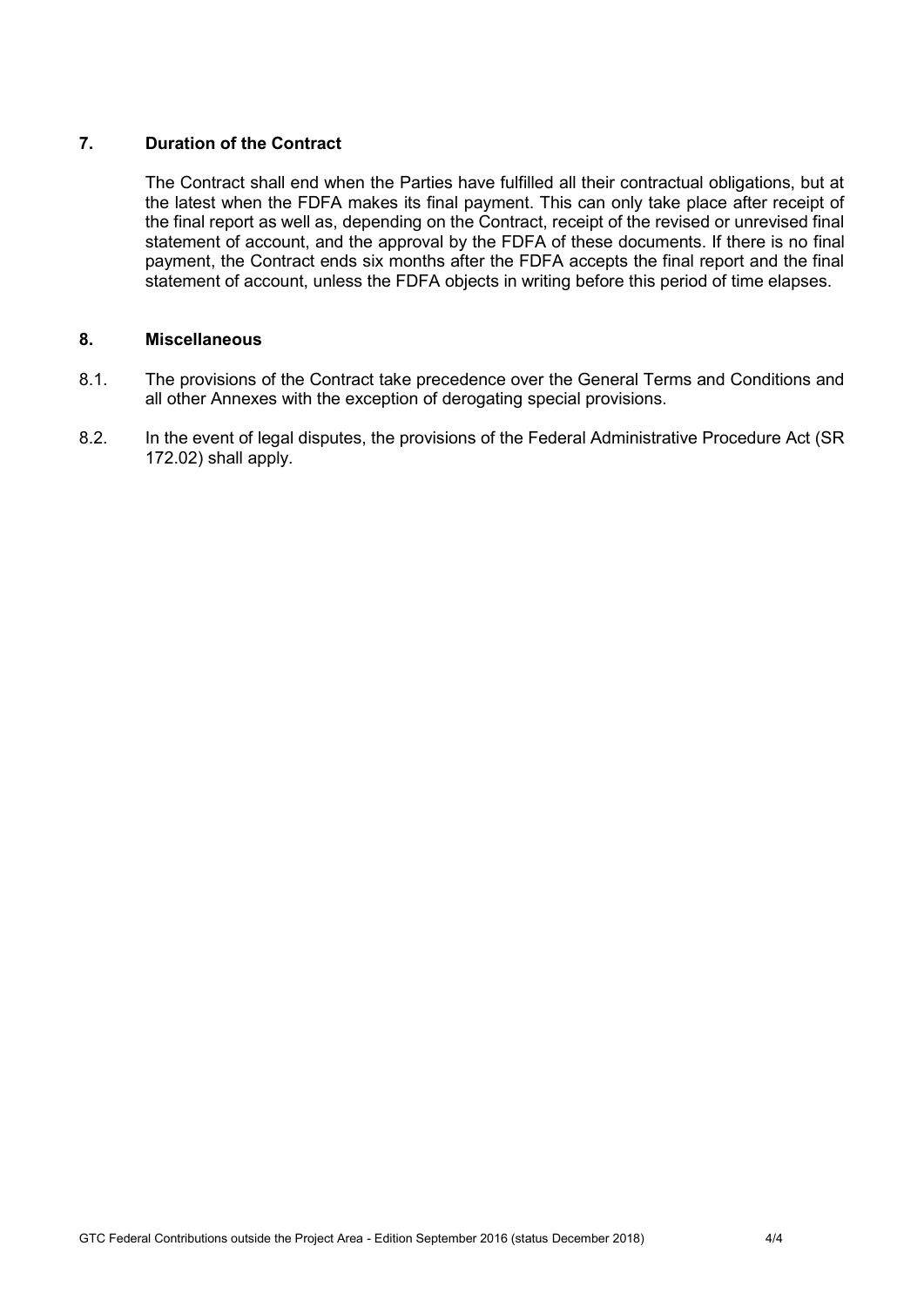## 7. Duration of the Contract

The Contract shall end when the Parties have fulfilled all their contractual obligations, but at the latest when the FDFA makes its final payment. This can only take place after receipt of the final report as well as, depending on the Contract, receipt of the revised or unrevised final statement of account, and the approval by the FDFA of these documents. If there is no final payment, the Contract ends six months after the FDFA accepts the final report and the final statement of account, unless the FDFA objects in writing before this period of time elapses.

## 8. Miscellaneous

8.1. The provisions of the Contract take precedence over the General Terms and Conditions and all other Annexes with the exception of derogating special provisions.

8.2. In the event of legal disputes, the provisions of the Federal Administrative Procedure Act (SR 172.02) shall apply.